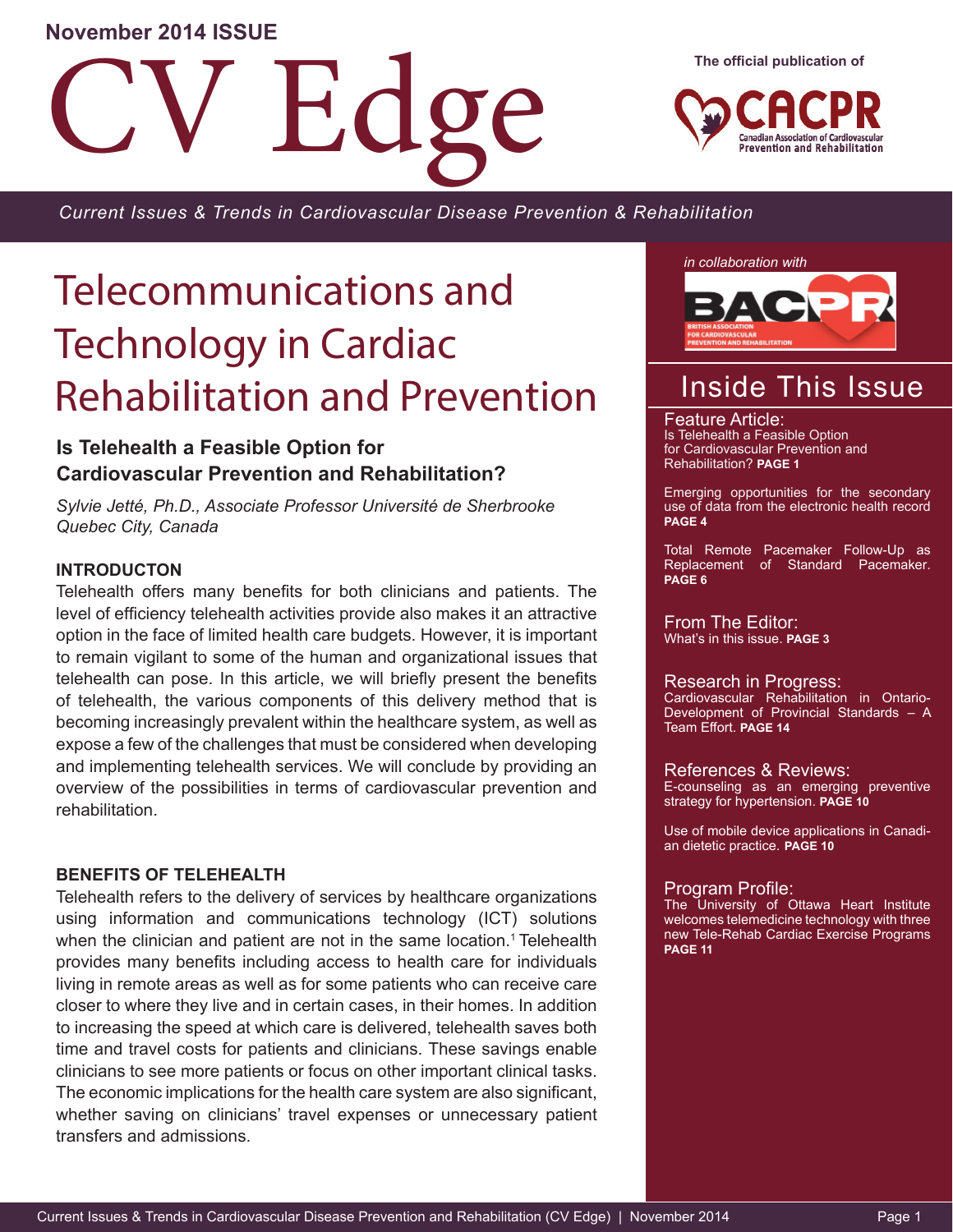November 2014 ISSUE

# CV Edge

The official publication of CACPR – Canadian Association of Cardiovascular Prevention and Rehabilitation

*Current Issues & Trends in Cardiovascular Disease Prevention & Rehabilitation*

*in collaboration with* BACPR – British Association for Cardiovascular Prevention and Rehabilitation

## Telecommunications and Technology in Cardiac Rehabilitation and Prevention

### Is Telehealth a Feasible Option for Cardiovascular Prevention and Rehabilitation?

*Sylvie Jetté, Ph.D., Associate Professor Université de Sherbrooke Quebec City, Canada*

#### INTRODUCTON

Telehealth offers many benefits for both clinicians and patients. The level of efficiency telehealth activities provide also makes it an attractive option in the face of limited health care budgets. However, it is important to remain vigilant to some of the human and organizational issues that telehealth can pose. In this article, we will briefly present the benefits of telehealth, the various components of this delivery method that is becoming increasingly prevalent within the healthcare system, as well as expose a few of the challenges that must be considered when developing and implementing telehealth services. We will conclude by providing an overview of the possibilities in terms of cardiovascular prevention and rehabilitation.

#### BENEFITS OF TELEHEALTH

Telehealth refers to the delivery of services by healthcare organizations using information and communications technology (ICT) solutions when the clinician and patient are not in the same location.[1] Telehealth provides many benefits including access to health care for individuals living in remote areas as well as for some patients who can receive care closer to where they live and in certain cases, in their homes. In addition to increasing the speed at which care is delivered, telehealth saves both time and travel costs for patients and clinicians. These savings enable clinicians to see more patients or focus on other important clinical tasks. The economic implications for the health care system are also significant, whether saving on clinicians' travel expenses or unnecessary patient transfers and admissions.

## Inside This Issue

**Feature Article:**
Is Telehealth a Feasible Option for Cardiovascular Prevention and Rehabilitation? **PAGE 1**

Emerging opportunities for the secondary use of data from the electronic health record **PAGE 4**

Total Remote Pacemaker Follow-Up as Replacement of Standard Pacemaker. **PAGE 6**

**From The Editor:**
What's in this issue. **PAGE 3**

**Research in Progress:**
Cardiovascular Rehabilitation in Ontario-Development of Provincial Standards – A Team Effort. **PAGE 14**

**References & Reviews:**
E-counseling as an emerging preventive strategy for hypertension. **PAGE 10**

Use of mobile device applications in Canadian dietetic practice. **PAGE 10**

**Program Profile:**
The University of Ottawa Heart Institute welcomes telemedicine technology with three new Tele-Rehab Cardiac Exercise Programs **PAGE 11**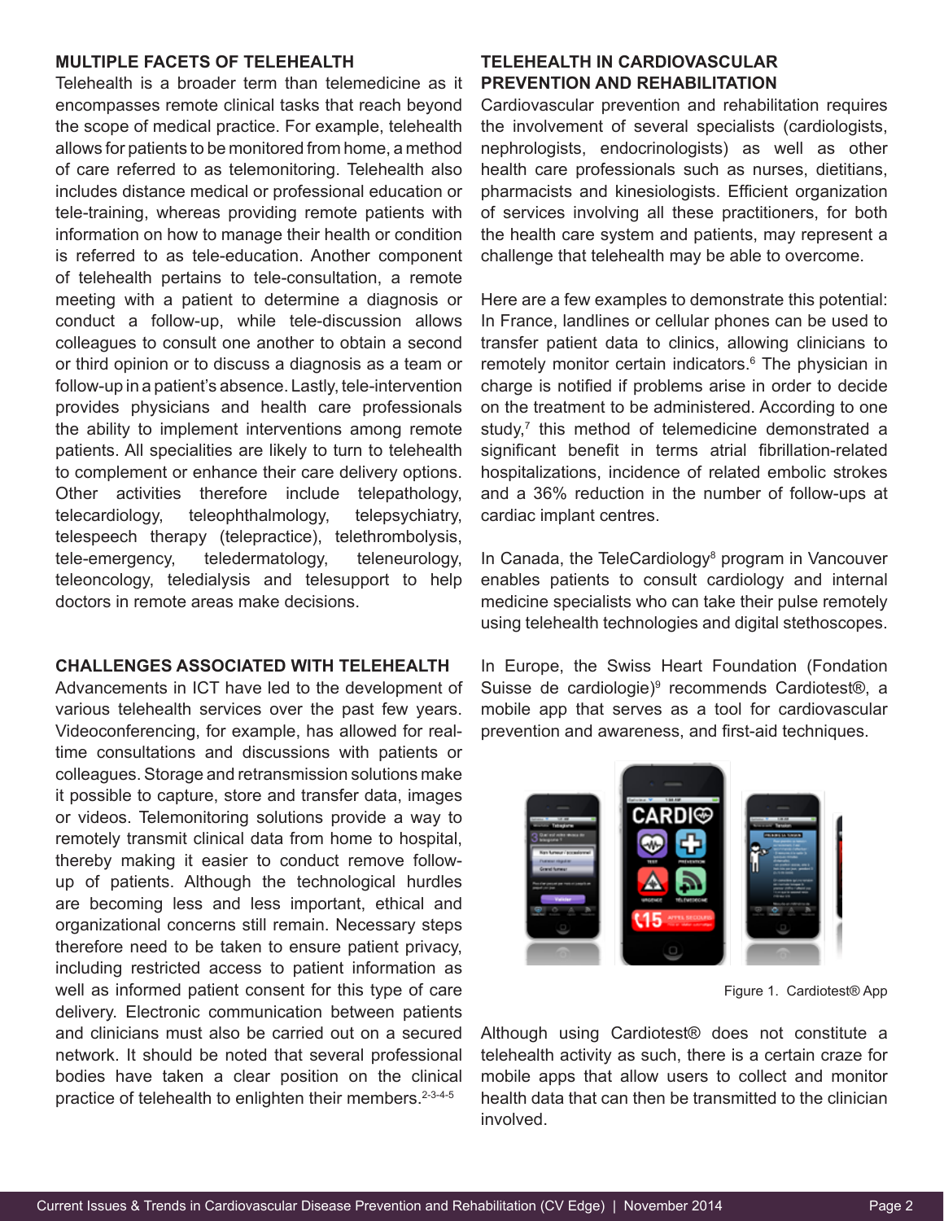## MULTIPLE FACETS OF TELEHEALTH

Telehealth is a broader term than telemedicine as it encompasses remote clinical tasks that reach beyond the scope of medical practice. For example, telehealth allows for patients to be monitored from home, a method of care referred to as telemonitoring. Telehealth also includes distance medical or professional education or tele-training, whereas providing remote patients with information on how to manage their health or condition is referred to as tele-education. Another component of telehealth pertains to tele-consultation, a remote meeting with a patient to determine a diagnosis or conduct a follow-up, while tele-discussion allows colleagues to consult one another to obtain a second or third opinion or to discuss a diagnosis as a team or follow-up in a patient's absence. Lastly, tele-intervention provides physicians and health care professionals the ability to implement interventions among remote patients. All specialities are likely to turn to telehealth to complement or enhance their care delivery options. Other activities therefore include telepathology, telecardiology, teleophthalmology, telepsychiatry, telespeech therapy (telepractice), telethrombolysis, tele-emergency, teledermatology, teleneurology, teleoncology, teledialysis and telesupport to help doctors in remote areas make decisions.

## CHALLENGES ASSOCIATED WITH TELEHEALTH

Advancements in ICT have led to the development of various telehealth services over the past few years. Videoconferencing, for example, has allowed for real-time consultations and discussions with patients or colleagues. Storage and retransmission solutions make it possible to capture, store and transfer data, images or videos. Telemonitoring solutions provide a way to remotely transmit clinical data from home to hospital, thereby making it easier to conduct remove follow-up of patients. Although the technological hurdles are becoming less and less important, ethical and organizational concerns still remain. Necessary steps therefore need to be taken to ensure patient privacy, including restricted access to patient information as well as informed patient consent for this type of care delivery. Electronic communication between patients and clinicians must also be carried out on a secured network. It should be noted that several professional bodies have taken a clear position on the clinical practice of telehealth to enlighten their members.[2-3-4-5]

## TELEHEALTH IN CARDIOVASCULAR PREVENTION AND REHABILITATION

Cardiovascular prevention and rehabilitation requires the involvement of several specialists (cardiologists, nephrologists, endocrinologists) as well as other health care professionals such as nurses, dietitians, pharmacists and kinesiologists. Efficient organization of services involving all these practitioners, for both the health care system and patients, may represent a challenge that telehealth may be able to overcome.

Here are a few examples to demonstrate this potential: In France, landlines or cellular phones can be used to transfer patient data to clinics, allowing clinicians to remotely monitor certain indicators.[6] The physician in charge is notified if problems arise in order to decide on the treatment to be administered. According to one study,[7] this method of telemedicine demonstrated a significant benefit in terms atrial fibrillation-related hospitalizations, incidence of related embolic strokes and a 36% reduction in the number of follow-ups at cardiac implant centres.

In Canada, the TeleCardiology[8] program in Vancouver enables patients to consult cardiology and internal medicine specialists who can take their pulse remotely using telehealth technologies and digital stethoscopes.

In Europe, the Swiss Heart Foundation (Fondation Suisse de cardiologie)[9] recommends Cardiotest®, a mobile app that serves as a tool for cardiovascular prevention and awareness, and first-aid techniques.

Figure 1. Cardiotest® App

Although using Cardiotest® does not constitute a telehealth activity as such, there is a certain craze for mobile apps that allow users to collect and monitor health data that can then be transmitted to the clinician involved.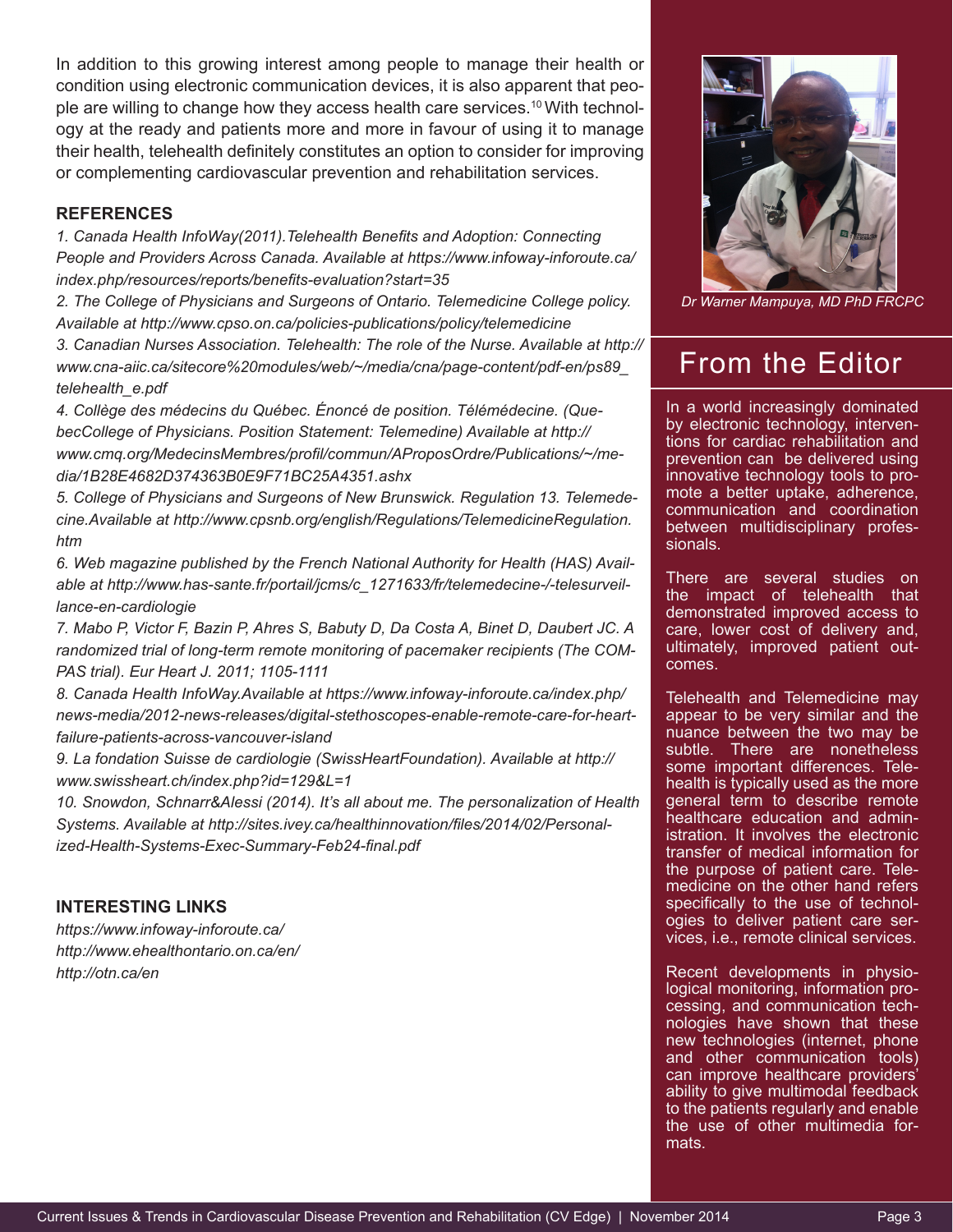In addition to this growing interest among people to manage their health or condition using electronic communication devices, it is also apparent that people are willing to change how they access health care services.[10] With technology at the ready and patients more and more in favour of using it to manage their health, telehealth definitely constitutes an option to consider for improving or complementing cardiovascular prevention and rehabilitation services.

### REFERENCES

*1. Canada Health InfoWay(2011).Telehealth Benefits and Adoption: Connecting People and Providers Across Canada. Available at https://www.infoway-inforoute.ca/index.php/resources/reports/benefits-evaluation?start=35*

*2. The College of Physicians and Surgeons of Ontario. Telemedicine College policy. Available at http://www.cpso.on.ca/policies-publications/policy/telemedicine*

*3. Canadian Nurses Association. Telehealth: The role of the Nurse. Available at http://www.cna-aiic.ca/sitecore%20modules/web/~/media/cna/page-content/pdf-en/ps89_telehealth_e.pdf*

*4. Collège des médecins du Québec. Énoncé de position. Télémédecine. (QuebecCollege of Physicians. Position Statement: Telemedine) Available at http://www.cmq.org/MedecinsMembres/profil/commun/AProposOrdre/Publications/~/media/1B28E4682D374363B0E9F71BC25A4351.ashx*

*5. College of Physicians and Surgeons of New Brunswick. Regulation 13. Telemedecine.Available at http://www.cpsnb.org/english/Regulations/TelemedicineRegulation.htm*

*6. Web magazine published by the French National Authority for Health (HAS) Available at http://www.has-sante.fr/portail/jcms/c_1271633/fr/telemedecine-/-telesurveillance-en-cardiologie*

*7. Mabo P, Victor F, Bazin P, Ahres S, Babuty D, Da Costa A, Binet D, Daubert JC. A randomized trial of long-term remote monitoring of pacemaker recipients (The COMPAS trial). Eur Heart J. 2011; 1105-1111*

*8. Canada Health InfoWay.Available at https://www.infoway-inforoute.ca/index.php/news-media/2012-news-releases/digital-stethoscopes-enable-remote-care-for-heart-failure-patients-across-vancouver-island*

*9. La fondation Suisse de cardiologie (SwissHeartFoundation). Available at http://www.swissheart.ch/index.php?id=129&L=1*

*10. Snowdon, Schnarr&Alessi (2014). It's all about me. The personalization of Health Systems. Available at http://sites.ivey.ca/healthinnovation/files/2014/02/Personalized-Health-Systems-Exec-Summary-Feb24-final.pdf*

### INTERESTING LINKS

*https://www.infoway-inforoute.ca/*
*http://www.ehealthontario.on.ca/en/*
*http://otn.ca/en*

*Dr Warner Mampuya, MD PhD FRCPC*

## From the Editor

In a world increasingly dominated by electronic technology, interventions for cardiac rehabilitation and prevention can be delivered using innovative technology tools to promote a better uptake, adherence, communication and coordination between multidisciplinary professionals.

There are several studies on the impact of telehealth that demonstrated improved access to care, lower cost of delivery and, ultimately, improved patient outcomes.

Telehealth and Telemedicine may appear to be very similar and the nuance between the two may be subtle. There are nonetheless some important differences. Telehealth is typically used as the more general term to describe remote healthcare education and administration. It involves the electronic transfer of medical information for the purpose of patient care. Telemedicine on the other hand refers specifically to the use of technologies to deliver patient care services, i.e., remote clinical services.

Recent developments in physiological monitoring, information processing, and communication technologies have shown that these new technologies (internet, phone and other communication tools) can improve healthcare providers' ability to give multimodal feedback to the patients regularly and enable the use of other multimedia formats.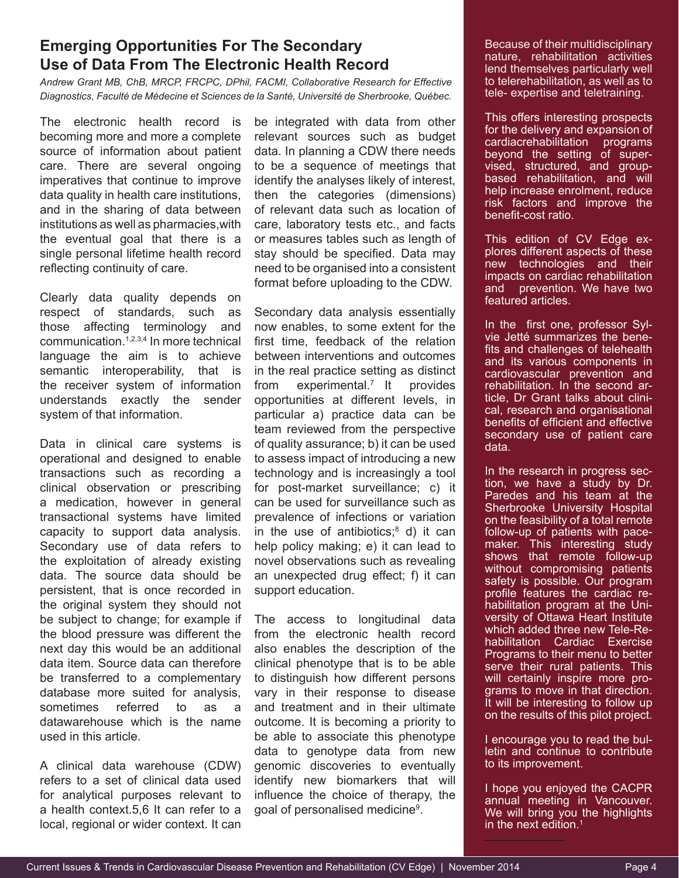## Emerging Opportunities For The Secondary Use of Data From The Electronic Health Record

*Andrew Grant MB, ChB, MRCP, FRCPC, DPhil, FACMI, Collaborative Research for Effective Diagnostics, Faculté de Médecine et Sciences de la Santé, Université de Sherbrooke, Québec.*

The electronic health record is becoming more and more a complete source of information about patient care. There are several ongoing imperatives that continue to improve data quality in health care institutions, and in the sharing of data between institutions as well as pharmacies,with the eventual goal that there is a single personal lifetime health record reflecting continuity of care.

Clearly data quality depends on respect of standards, such as those affecting terminology and communication.[1,2,3,4] In more technical language the aim is to achieve semantic interoperability, that is the receiver system of information understands exactly the sender system of that information.

Data in clinical care systems is operational and designed to enable transactions such as recording a clinical observation or prescribing a medication, however in general transactional systems have limited capacity to support data analysis. Secondary use of data refers to the exploitation of already existing data. The source data should be persistent, that is once recorded in the original system they should not be subject to change; for example if the blood pressure was different the next day this would be an additional data item. Source data can therefore be transferred to a complementary database more suited for analysis, sometimes referred to as a datawarehouse which is the name used in this article.

A clinical data warehouse (CDW) refers to a set of clinical data used for analytical purposes relevant to a health context.5,6 It can refer to a local, regional or wider context. It can be integrated with data from other relevant sources such as budget data. In planning a CDW there needs to be a sequence of meetings that identify the analyses likely of interest, then the categories (dimensions) of relevant data such as location of care, laboratory tests etc., and facts or measures tables such as length of stay should be specified. Data may need to be organised into a consistent format before uploading to the CDW.

Secondary data analysis essentially now enables, to some extent for the first time, feedback of the relation between interventions and outcomes in the real practice setting as distinct from experimental.[7] It provides opportunities at different levels, in particular a) practice data can be team reviewed from the perspective of quality assurance; b) it can be used to assess impact of introducing a new technology and is increasingly a tool for post-market surveillance; c) it can be used for surveillance such as prevalence of infections or variation in the use of antibiotics;[8] d) it can help policy making; e) it can lead to novel observations such as revealing an unexpected drug effect; f) it can support education.

The access to longitudinal data from the electronic health record also enables the description of the clinical phenotype that is to be able to distinguish how different persons vary in their response to disease and treatment and in their ultimate outcome. It is becoming a priority to be able to associate this phenotype data to genotype data from new genomic discoveries to eventually identify new biomarkers that will influence the choice of therapy, the goal of personalised medicine[9].

Because of their multidisciplinary nature, rehabilitation activities lend themselves particularly well to telerehabilitation, as well as to tele- expertise and teletraining.

This offers interesting prospects for the delivery and expansion of cardiacrehabilitation programs beyond the setting of supervised, structured, and group-based rehabilitation, and will help increase enrolment, reduce risk factors and improve the benefit-cost ratio.

This edition of CV Edge explores different aspects of these new technologies and their impacts on cardiac rehabilitation and prevention. We have two featured articles.

In the first one, professor Sylvie Jetté summarizes the benefits and challenges of telehealth and its various components in cardiovascular prevention and rehabilitation. In the second article, Dr Grant talks about clinical, research and organisational benefits of efficient and effective secondary use of patient care data.

In the research in progress section, we have a study by Dr. Paredes and his team at the Sherbrooke University Hospital on the feasibility of a total remote follow-up of patients with pacemaker. This interesting study shows that remote follow-up without compromising patients safety is possible. Our program profile features the cardiac rehabilitation program at the University of Ottawa Heart Institute which added three new Tele-Rehabilitation Cardiac Exercise Programs to their menu to better serve their rural patients. This will certainly inspire more programs to move in that direction. It will be interesting to follow up on the results of this pilot project.

I encourage you to read the bulletin and continue to contribute to its improvement.

I hope you enjoyed the CACPR annual meeting in Vancouver. We will bring you the highlights in the next edition.[1]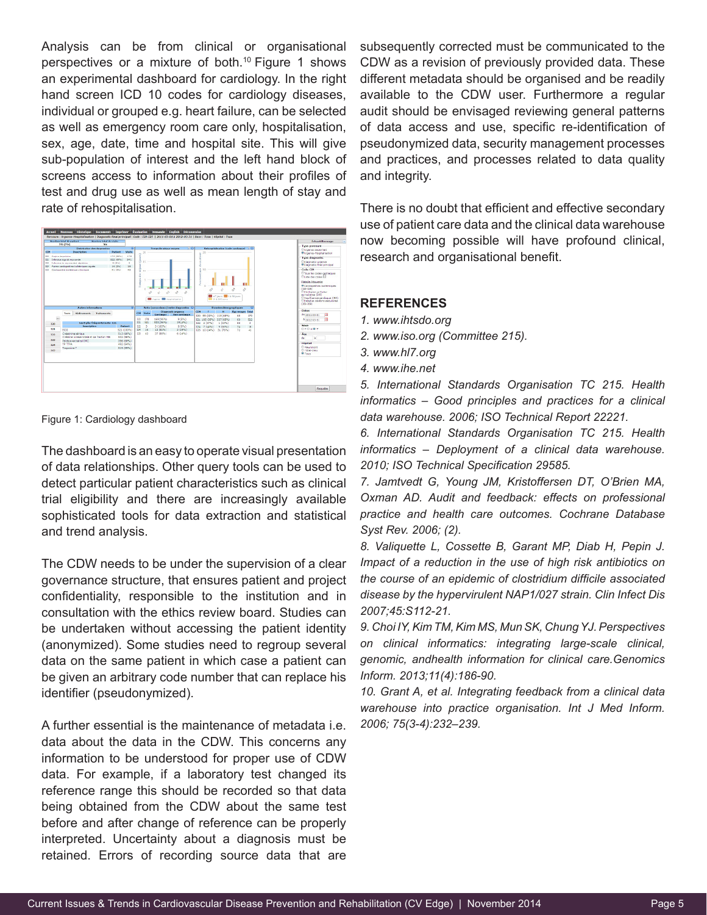Analysis can be from clinical or organisational perspectives or a mixture of both.[10] Figure 1 shows an experimental dashboard for cardiology. In the right hand screen ICD 10 codes for cardiology diseases, individual or grouped e.g. heart failure, can be selected as well as emergency room care only, hospitalisation, sex, age, date, time and hospital site. This will give sub-population of interest and the left hand block of screens access to information about their profiles of test and drug use as well as mean length of stay and rate of rehospitalisation.

Figure 1: Cardiology dashboard

The dashboard is an easy to operate visual presentation of data relationships. Other query tools can be used to detect particular patient characteristics such as clinical trial eligibility and there are increasingly available sophisticated tools for data extraction and statistical and trend analysis.

The CDW needs to be under the supervision of a clear governance structure, that ensures patient and project confidentiality, responsible to the institution and in consultation with the ethics review board. Studies can be undertaken without accessing the patient identity (anonymized). Some studies need to regroup several data on the same patient in which case a patient can be given an arbitrary code number that can replace his identifier (pseudonymized).

A further essential is the maintenance of metadata i.e. data about the data in the CDW. This concerns any information to be understood for proper use of CDW data. For example, if a laboratory test changed its reference range this should be recorded so that data being obtained from the CDW about the same test before and after change of reference can be properly interpreted. Uncertainty about a diagnosis must be retained. Errors of recording source data that are subsequently corrected must be communicated to the CDW as a revision of previously provided data. These different metadata should be organised and be readily available to the CDW user. Furthermore a regular audit should be envisaged reviewing general patterns of data access and use, specific re-identification of pseudonymized data, security management processes and practices, and processes related to data quality and integrity.

There is no doubt that efficient and effective secondary use of patient care data and the clinical data warehouse now becoming possible will have profound clinical, research and organisational benefit.

## REFERENCES

*1. www.ihtsdo.org*

*2. www.iso.org (Committee 215).*

*3. www.hl7.org*

*4. www.ihe.net*

*5. International Standards Organisation TC 215. Health informatics – Good principles and practices for a clinical data warehouse. 2006; ISO Technical Report 22221.*

*6. International Standards Organisation TC 215. Health informatics – Deployment of a clinical data warehouse. 2010; ISO Technical Specification 29585.*

*7. Jamtvedt G, Young JM, Kristoffersen DT, O'Brien MA, Oxman AD. Audit and feedback: effects on professional practice and health care outcomes. Cochrane Database Syst Rev. 2006; (2).*

*8. Valiquette L, Cossette B, Garant MP, Diab H, Pepin J. Impact of a reduction in the use of high risk antibiotics on the course of an epidemic of clostridium difficile associated disease by the hypervirulent NAP1/027 strain. Clin Infect Dis 2007;45:S112-21.*

*9. Choi IY, Kim TM, Kim MS, Mun SK, Chung YJ. Perspectives on clinical informatics: integrating large-scale clinical, genomic, andhealth information for clinical care.Genomics Inform. 2013;11(4):186-90.*

*10. Grant A, et al. Integrating feedback from a clinical data warehouse into practice organisation. Int J Med Inform. 2006; 75(3-4):232–239.*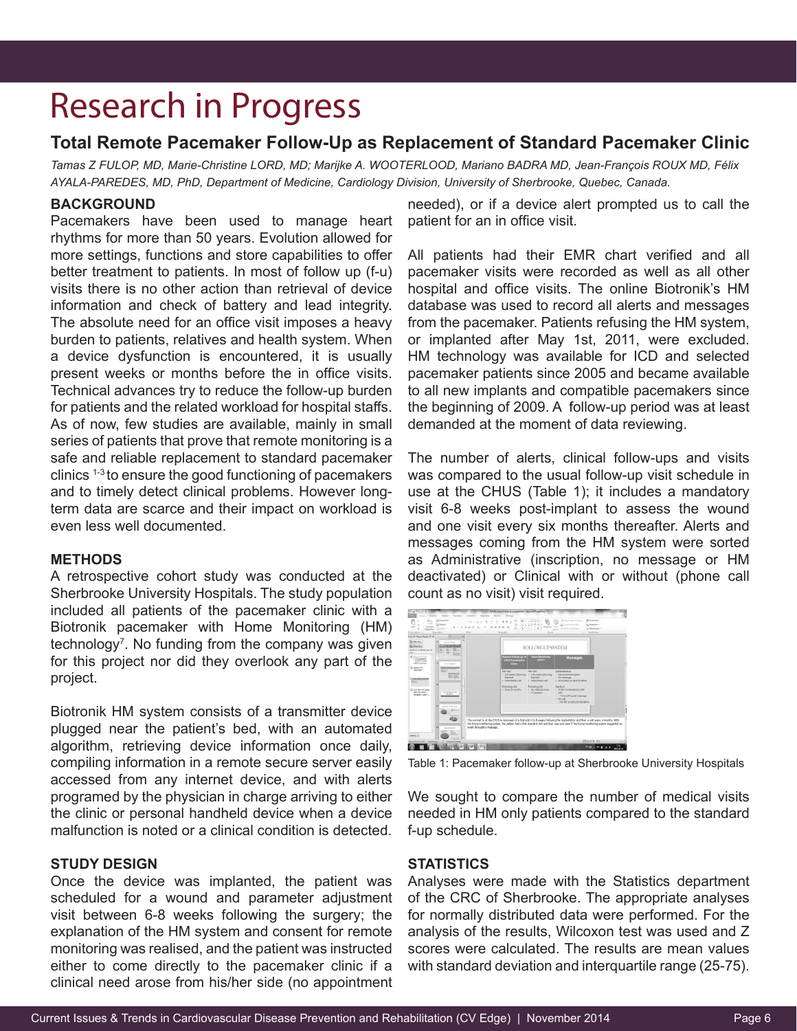# Research in Progress

## Total Remote Pacemaker Follow-Up as Replacement of Standard Pacemaker Clinic

*Tamas Z FULOP, MD, Marie-Christine LORD, MD; Marijke A. WOOTERLOOD, Mariano BADRA MD, Jean-François ROUX MD, Félix AYALA-PAREDES, MD, PhD, Department of Medicine, Cardiology Division, University of Sherbrooke, Quebec, Canada.*

### BACKGROUND

Pacemakers have been used to manage heart rhythms for more than 50 years. Evolution allowed for more settings, functions and store capabilities to offer better treatment to patients. In most of follow up (f-u) visits there is no other action than retrieval of device information and check of battery and lead integrity. The absolute need for an office visit imposes a heavy burden to patients, relatives and health system. When a device dysfunction is encountered, it is usually present weeks or months before the in office visits. Technical advances try to reduce the follow-up burden for patients and the related workload for hospital staffs. As of now, few studies are available, mainly in small series of patients that prove that remote monitoring is a safe and reliable replacement to standard pacemaker clinics [1-3] to ensure the good functioning of pacemakers and to timely detect clinical problems. However long-term data are scarce and their impact on workload is even less well documented.

### METHODS

A retrospective cohort study was conducted at the Sherbrooke University Hospitals. The study population included all patients of the pacemaker clinic with a Biotronik pacemaker with Home Monitoring (HM) technology[7]. No funding from the company was given for this project nor did they overlook any part of the project.

Biotronik HM system consists of a transmitter device plugged near the patient's bed, with an automated algorithm, retrieving device information once daily, compiling information in a remote secure server easily accessed from any internet device, and with alerts programed by the physician in charge arriving to either the clinic or personal handheld device when a device malfunction is noted or a clinical condition is detected.

### STUDY DESIGN

Once the device was implanted, the patient was scheduled for a wound and parameter adjustment visit between 6-8 weeks following the surgery; the explanation of the HM system and consent for remote monitoring was realised, and the patient was instructed either to come directly to the pacemaker clinic if a clinical need arose from his/her side (no appointment needed), or if a device alert prompted us to call the patient for an in office visit.

All patients had their EMR chart verified and all pacemaker visits were recorded as well as all other hospital and office visits. The online Biotronik's HM database was used to record all alerts and messages from the pacemaker. Patients refusing the HM system, or implanted after May 1st, 2011, were excluded. HM technology was available for ICD and selected pacemaker patients since 2005 and became available to all new implants and compatible pacemakers since the beginning of 2009. A follow-up period was at least demanded at the moment of data reviewing.

The number of alerts, clinical follow-ups and visits was compared to the usual follow-up visit schedule in use at the CHUS (Table 1); it includes a mandatory visit 6-8 weeks post-implant to assess the wound and one visit every six months thereafter. Alerts and messages coming from the HM system were sorted as Administrative (inscription, no message or HM deactivated) or Clinical with or without (phone call count as no visit) visit required.

Table 1: Pacemaker follow-up at Sherbrooke University Hospitals

We sought to compare the number of medical visits needed in HM only patients compared to the standard f-up schedule.

### STATISTICS

Analyses were made with the Statistics department of the CRC of Sherbrooke. The appropriate analyses for normally distributed data were performed. For the analysis of the results, Wilcoxon test was used and Z scores were calculated. The results are mean values with standard deviation and interquartile range (25-75).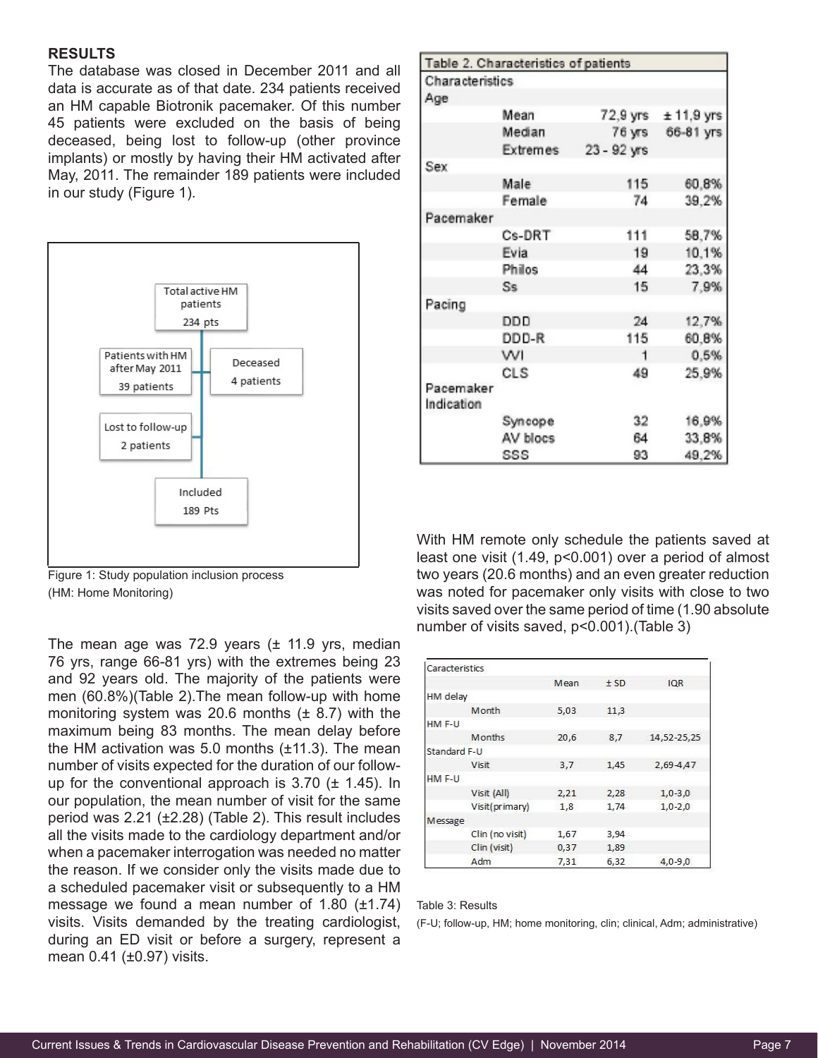## RESULTS

The database was closed in December 2011 and all data is accurate as of that date. 234 patients received an HM capable Biotronik pacemaker. Of this number 45 patients were excluded on the basis of being deceased, being lost to follow-up (other province implants) or mostly by having their HM activated after May, 2011. The remainder 189 patients were included in our study (Figure 1).

Total active HM patients 234 pts

Patients with HM after May 2011 39 patients

Deceased 4 patients

Lost to follow-up 2 patients

Included 189 Pts

Figure 1: Study population inclusion process
(HM: Home Monitoring)

The mean age was 72.9 years (± 11.9 yrs, median 76 yrs, range 66-81 yrs) with the extremes being 23 and 92 years old. The majority of the patients were men (60.8%)(Table 2).The mean follow-up with home monitoring system was 20.6 months (± 8.7) with the maximum being 83 months. The mean delay before the HM activation was 5.0 months (±11.3). The mean number of visits expected for the duration of our follow-up for the conventional approach is 3.70 (± 1.45). In our population, the mean number of visit for the same period was 2.21 (±2.28) (Table 2). This result includes all the visits made to the cardiology department and/or when a pacemaker interrogation was needed no matter the reason. If we consider only the visits made due to a scheduled pacemaker visit or subsequently to a HM message we found a mean number of 1.80 (±1.74) visits. Visits demanded by the treating cardiologist, during an ED visit or before a surgery, represent a mean 0.41 (±0.97) visits.

| Table 2. Characteristics of patients | | | |
|---|---|---|---|
| Characteristics | | | |
| Age | | | |
| | Mean | 72,9 yrs | ± 11,9 yrs |
| | Median | 76 yrs | 66-81 yrs |
| | Extremes | 23 - 92 yrs | |
| Sex | | | |
| | Male | 115 | 60,8% |
| | Female | 74 | 39,2% |
| Pacemaker | | | |
| | Cs-DRT | 111 | 58,7% |
| | Evia | 19 | 10,1% |
| | Philos | 44 | 23,3% |
| | Ss | 15 | 7,9% |
| Pacing | | | |
| | DDD | 24 | 12,7% |
| | DDD-R | 115 | 60,8% |
| | VVI | 1 | 0,5% |
| | CLS | 49 | 25,9% |
| Pacemaker Indication | | | |
| | Syncope | 32 | 16,9% |
| | AV blocs | 64 | 33,8% |
| | SSS | 93 | 49,2% |

With HM remote only schedule the patients saved at least one visit (1.49, p<0.001) over a period of almost two years (20.6 months) and an even greater reduction was noted for pacemaker only visits with close to two visits saved over the same period of time (1.90 absolute number of visits saved, p<0.001).(Table 3)

| Caracteristics | | Mean | ± SD | IQR |
|---|---|---|---|---|
| HM delay | | | | |
| | Month | 5,03 | 11,3 | |
| HM F-U | | | | |
| | Months | 20,6 | 8,7 | 14,52-25,25 |
| Standard F-U | | | | |
| | Visit | 3,7 | 1,45 | 2,69-4,47 |
| HM F-U | | | | |
| | Visit (All) | 2,21 | 2,28 | 1,0-3,0 |
| | Visit(primary) | 1,8 | 1,74 | 1,0-2,0 |
| Message | | | | |
| | Clin (no visit) | 1,67 | 3,94 | |
| | Clin (visit) | 0,37 | 1,89 | |
| | Adm | 7,31 | 6,32 | 4,0-9,0 |

Table 3: Results
(F-U; follow-up, HM; home monitoring, clin; clinical, Adm; administrative)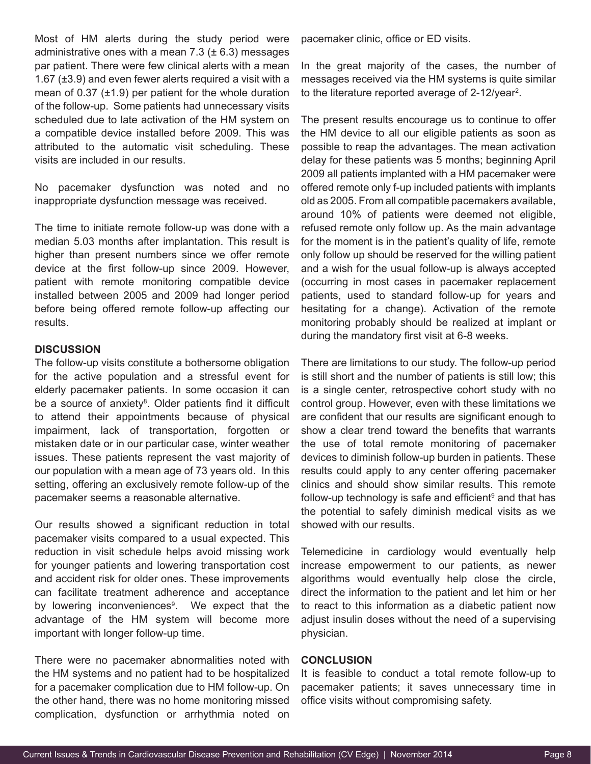Most of HM alerts during the study period were administrative ones with a mean 7.3 (± 6.3) messages par patient. There were few clinical alerts with a mean 1.67 (±3.9) and even fewer alerts required a visit with a mean of 0.37 (±1.9) per patient for the whole duration of the follow-up. Some patients had unnecessary visits scheduled due to late activation of the HM system on a compatible device installed before 2009. This was attributed to the automatic visit scheduling. These visits are included in our results.

No pacemaker dysfunction was noted and no inappropriate dysfunction message was received.

The time to initiate remote follow-up was done with a median 5.03 months after implantation. This result is higher than present numbers since we offer remote device at the first follow-up since 2009. However, patient with remote monitoring compatible device installed between 2005 and 2009 had longer period before being offered remote follow-up affecting our results.

## DISCUSSION

The follow-up visits constitute a bothersome obligation for the active population and a stressful event for elderly pacemaker patients. In some occasion it can be a source of anxiety[8]. Older patients find it difficult to attend their appointments because of physical impairment, lack of transportation, forgotten or mistaken date or in our particular case, winter weather issues. These patients represent the vast majority of our population with a mean age of 73 years old. In this setting, offering an exclusively remote follow-up of the pacemaker seems a reasonable alternative.

Our results showed a significant reduction in total pacemaker visits compared to a usual expected. This reduction in visit schedule helps avoid missing work for younger patients and lowering transportation cost and accident risk for older ones. These improvements can facilitate treatment adherence and acceptance by lowering inconveniences[9]. We expect that the advantage of the HM system will become more important with longer follow-up time.

There were no pacemaker abnormalities noted with the HM systems and no patient had to be hospitalized for a pacemaker complication due to HM follow-up. On the other hand, there was no home monitoring missed complication, dysfunction or arrhythmia noted on pacemaker clinic, office or ED visits.

In the great majority of the cases, the number of messages received via the HM systems is quite similar to the literature reported average of 2-12/year[2].

The present results encourage us to continue to offer the HM device to all our eligible patients as soon as possible to reap the advantages. The mean activation delay for these patients was 5 months; beginning April 2009 all patients implanted with a HM pacemaker were offered remote only f-up included patients with implants old as 2005. From all compatible pacemakers available, around 10% of patients were deemed not eligible, refused remote only follow up. As the main advantage for the moment is in the patient's quality of life, remote only follow up should be reserved for the willing patient and a wish for the usual follow-up is always accepted (occurring in most cases in pacemaker replacement patients, used to standard follow-up for years and hesitating for a change). Activation of the remote monitoring probably should be realized at implant or during the mandatory first visit at 6-8 weeks.

There are limitations to our study. The follow-up period is still short and the number of patients is still low; this is a single center, retrospective cohort study with no control group. However, even with these limitations we are confident that our results are significant enough to show a clear trend toward the benefits that warrants the use of total remote monitoring of pacemaker devices to diminish follow-up burden in patients. These results could apply to any center offering pacemaker clinics and should show similar results. This remote follow-up technology is safe and efficient[9] and that has the potential to safely diminish medical visits as we showed with our results.

Telemedicine in cardiology would eventually help increase empowerment to our patients, as newer algorithms would eventually help close the circle, direct the information to the patient and let him or her to react to this information as a diabetic patient now adjust insulin doses without the need of a supervising physician.

## CONCLUSION

It is feasible to conduct a total remote follow-up to pacemaker patients; it saves unnecessary time in office visits without compromising safety.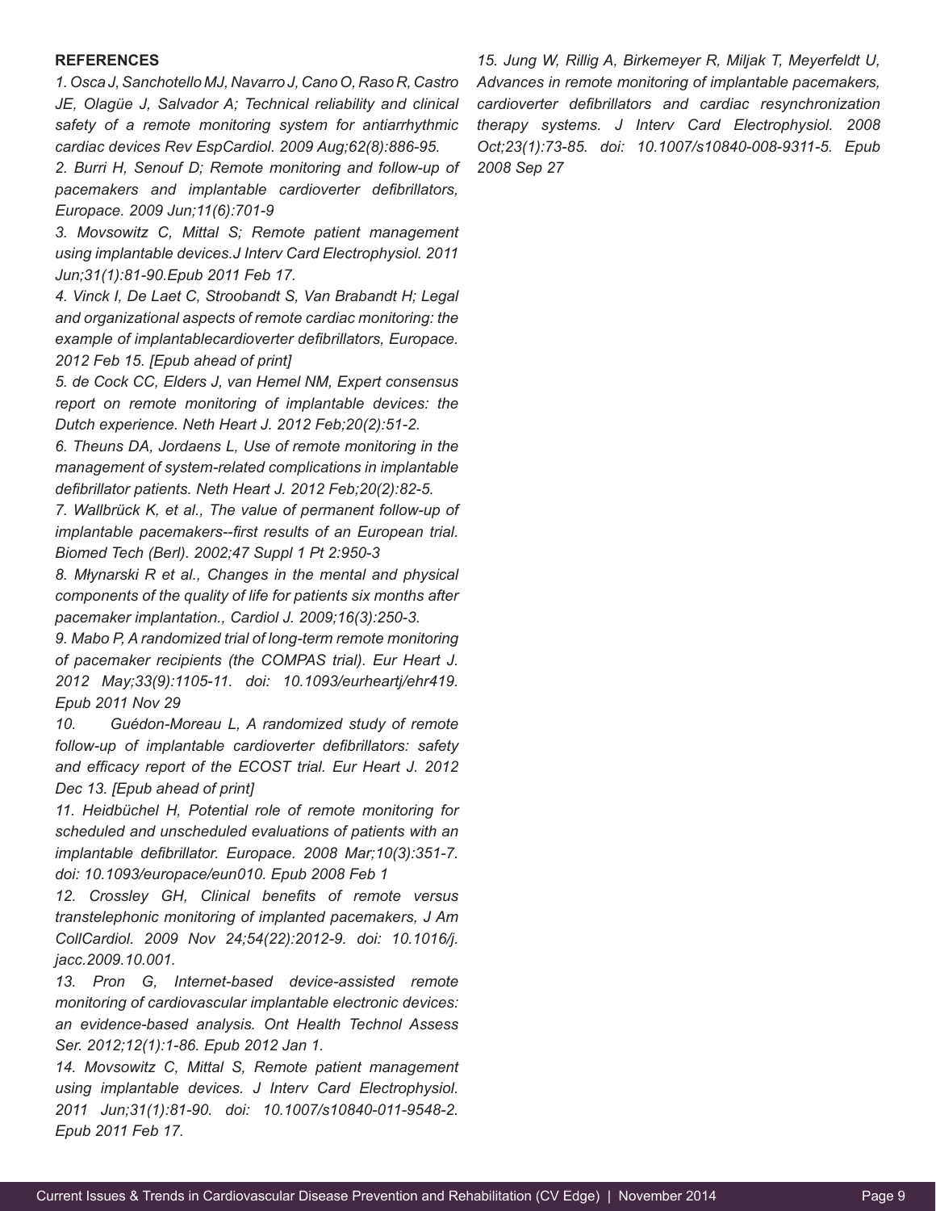**REFERENCES**

*1. Osca J, Sanchotello MJ, Navarro J, Cano O, Raso R, Castro JE, Olagüe J, Salvador A; Technical reliability and clinical safety of a remote monitoring system for antiarrhythmic cardiac devices Rev EspCardiol. 2009 Aug;62(8):886-95.*

*2. Burri H, Senouf D; Remote monitoring and follow-up of pacemakers and implantable cardioverter defibrillators, Europace. 2009 Jun;11(6):701-9*

*3. Movsowitz C, Mittal S; Remote patient management using implantable devices.J Interv Card Electrophysiol. 2011 Jun;31(1):81-90.Epub 2011 Feb 17.*

*4. Vinck I, De Laet C, Stroobandt S, Van Brabandt H; Legal and organizational aspects of remote cardiac monitoring: the example of implantablecardioverter defibrillators, Europace. 2012 Feb 15. [Epub ahead of print]*

*5. de Cock CC, Elders J, van Hemel NM, Expert consensus report on remote monitoring of implantable devices: the Dutch experience. Neth Heart J. 2012 Feb;20(2):51-2.*

*6. Theuns DA, Jordaens L, Use of remote monitoring in the management of system-related complications in implantable defibrillator patients. Neth Heart J. 2012 Feb;20(2):82-5.*

*7. Wallbrück K, et al., The value of permanent follow-up of implantable pacemakers--first results of an European trial. Biomed Tech (Berl). 2002;47 Suppl 1 Pt 2:950-3*

*8. Młynarski R et al., Changes in the mental and physical components of the quality of life for patients six months after pacemaker implantation., Cardiol J. 2009;16(3):250-3.*

*9. Mabo P, A randomized trial of long-term remote monitoring of pacemaker recipients (the COMPAS trial). Eur Heart J. 2012 May;33(9):1105-11. doi: 10.1093/eurheartj/ehr419. Epub 2011 Nov 29*

*10. Guédon-Moreau L, A randomized study of remote follow-up of implantable cardioverter defibrillators: safety and efficacy report of the ECOST trial. Eur Heart J. 2012 Dec 13. [Epub ahead of print]*

*11. Heidbüchel H, Potential role of remote monitoring for scheduled and unscheduled evaluations of patients with an implantable defibrillator. Europace. 2008 Mar;10(3):351-7. doi: 10.1093/europace/eun010. Epub 2008 Feb 1*

*12. Crossley GH, Clinical benefits of remote versus transtelephonic monitoring of implanted pacemakers, J Am CollCardiol. 2009 Nov 24;54(22):2012-9. doi: 10.1016/j.jacc.2009.10.001.*

*13. Pron G, Internet-based device-assisted remote monitoring of cardiovascular implantable electronic devices: an evidence-based analysis. Ont Health Technol Assess Ser. 2012;12(1):1-86. Epub 2012 Jan 1.*

*14. Movsowitz C, Mittal S, Remote patient management using implantable devices. J Interv Card Electrophysiol. 2011 Jun;31(1):81-90. doi: 10.1007/s10840-011-9548-2. Epub 2011 Feb 17.*

*15. Jung W, Rillig A, Birkemeyer R, Miljak T, Meyerfeldt U, Advances in remote monitoring of implantable pacemakers, cardioverter defibrillators and cardiac resynchronization therapy systems. J Interv Card Electrophysiol. 2008 Oct;23(1):73-85. doi: 10.1007/s10840-008-9311-5. Epub 2008 Sep 27*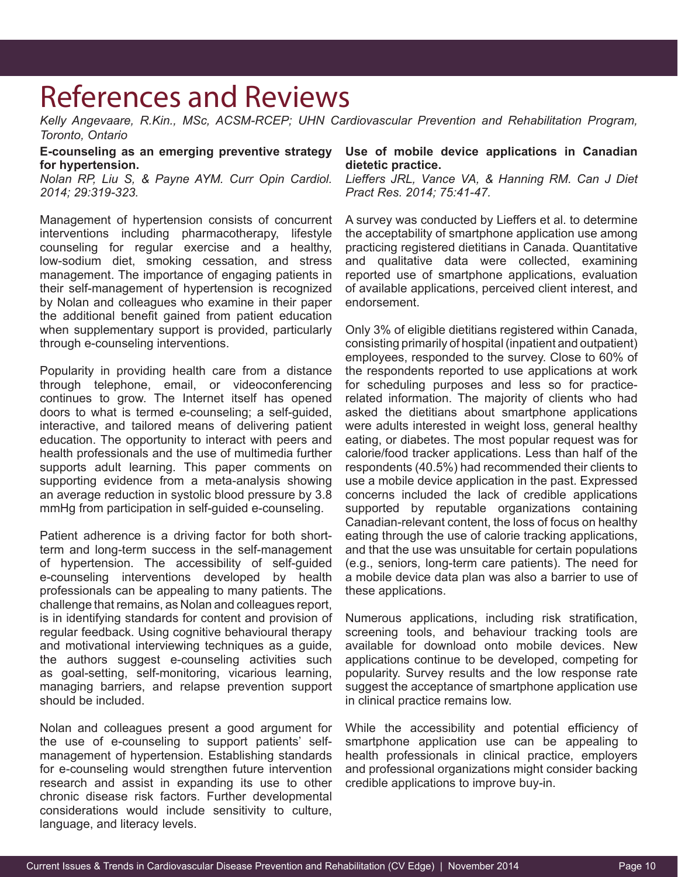# References and Reviews

*Kelly Angevaare, R.Kin., MSc, ACSM-RCEP; UHN Cardiovascular Prevention and Rehabilitation Program, Toronto, Ontario*

**E-counseling as an emerging preventive strategy for hypertension.**

*Nolan RP, Liu S, & Payne AYM. Curr Opin Cardiol. 2014; 29:319-323.*

Management of hypertension consists of concurrent interventions including pharmacotherapy, lifestyle counseling for regular exercise and a healthy, low-sodium diet, smoking cessation, and stress management. The importance of engaging patients in their self-management of hypertension is recognized by Nolan and colleagues who examine in their paper the additional benefit gained from patient education when supplementary support is provided, particularly through e-counseling interventions.

Popularity in providing health care from a distance through telephone, email, or videoconferencing continues to grow. The Internet itself has opened doors to what is termed e-counseling; a self-guided, interactive, and tailored means of delivering patient education. The opportunity to interact with peers and health professionals and the use of multimedia further supports adult learning. This paper comments on supporting evidence from a meta-analysis showing an average reduction in systolic blood pressure by 3.8 mmHg from participation in self-guided e-counseling.

Patient adherence is a driving factor for both short-term and long-term success in the self-management of hypertension. The accessibility of self-guided e-counseling interventions developed by health professionals can be appealing to many patients. The challenge that remains, as Nolan and colleagues report, is in identifying standards for content and provision of regular feedback. Using cognitive behavioural therapy and motivational interviewing techniques as a guide, the authors suggest e-counseling activities such as goal-setting, self-monitoring, vicarious learning, managing barriers, and relapse prevention support should be included.

Nolan and colleagues present a good argument for the use of e-counseling to support patients' self-management of hypertension. Establishing standards for e-counseling would strengthen future intervention research and assist in expanding its use to other chronic disease risk factors. Further developmental considerations would include sensitivity to culture, language, and literacy levels.

**Use of mobile device applications in Canadian dietetic practice.**

*Lieffers JRL, Vance VA, & Hanning RM. Can J Diet Pract Res. 2014; 75:41-47.*

A survey was conducted by Lieffers et al. to determine the acceptability of smartphone application use among practicing registered dietitians in Canada. Quantitative and qualitative data were collected, examining reported use of smartphone applications, evaluation of available applications, perceived client interest, and endorsement.

Only 3% of eligible dietitians registered within Canada, consisting primarily of hospital (inpatient and outpatient) employees, responded to the survey. Close to 60% of the respondents reported to use applications at work for scheduling purposes and less so for practice-related information. The majority of clients who had asked the dietitians about smartphone applications were adults interested in weight loss, general healthy eating, or diabetes. The most popular request was for calorie/food tracker applications. Less than half of the respondents (40.5%) had recommended their clients to use a mobile device application in the past. Expressed concerns included the lack of credible applications supported by reputable organizations containing Canadian-relevant content, the loss of focus on healthy eating through the use of calorie tracking applications, and that the use was unsuitable for certain populations (e.g., seniors, long-term care patients). The need for a mobile device data plan was also a barrier to use of these applications.

Numerous applications, including risk stratification, screening tools, and behaviour tracking tools are available for download onto mobile devices. New applications continue to be developed, competing for popularity. Survey results and the low response rate suggest the acceptance of smartphone application use in clinical practice remains low.

While the accessibility and potential efficiency of smartphone application use can be appealing to health professionals in clinical practice, employers and professional organizations might consider backing credible applications to improve buy-in.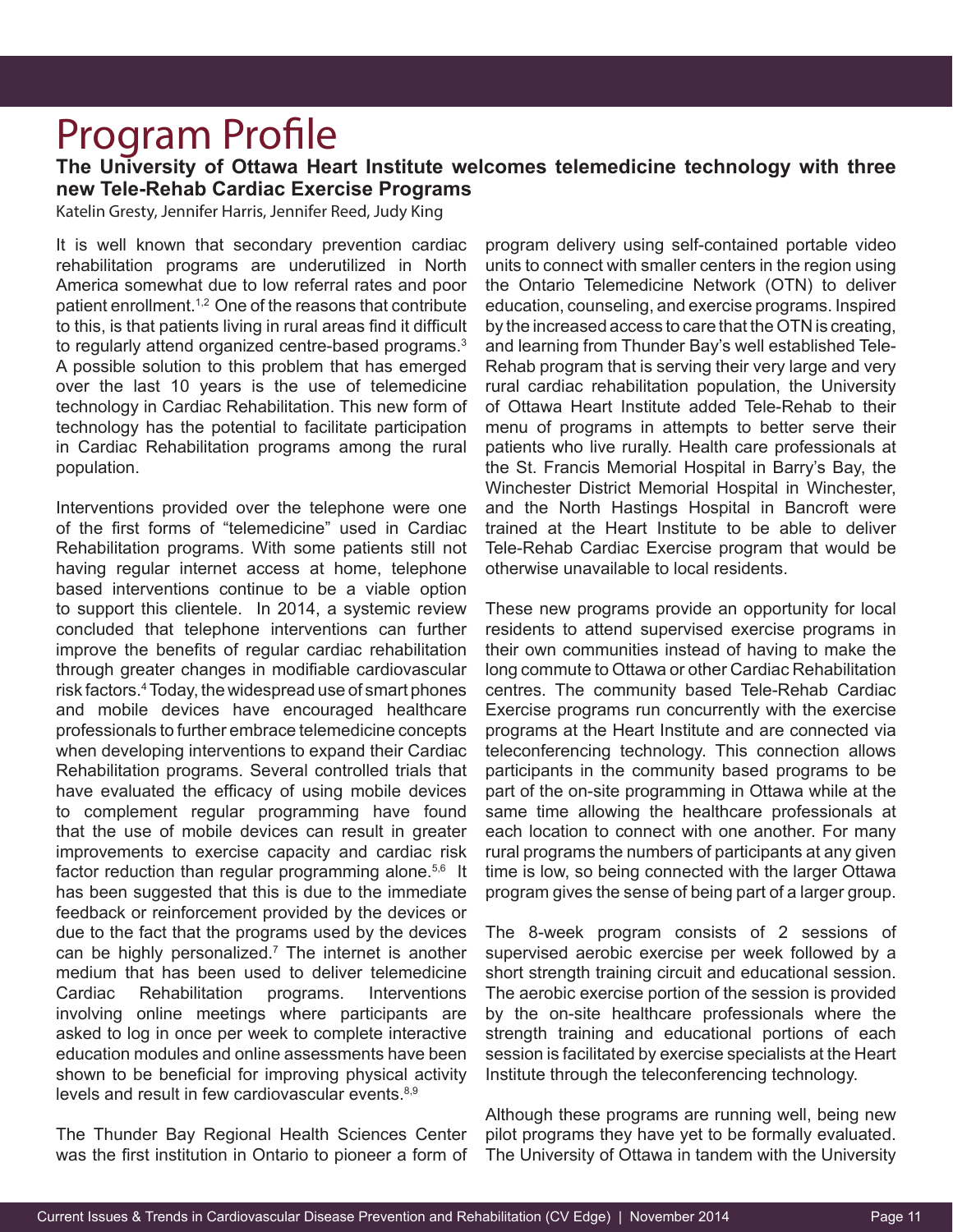# Program Profile

**The University of Ottawa Heart Institute welcomes telemedicine technology with three new Tele-Rehab Cardiac Exercise Programs**

Katelin Gresty, Jennifer Harris, Jennifer Reed, Judy King

It is well known that secondary prevention cardiac rehabilitation programs are underutilized in North America somewhat due to low referral rates and poor patient enrollment.[1,2] One of the reasons that contribute to this, is that patients living in rural areas find it difficult to regularly attend organized centre-based programs.[3] A possible solution to this problem that has emerged over the last 10 years is the use of telemedicine technology in Cardiac Rehabilitation. This new form of technology has the potential to facilitate participation in Cardiac Rehabilitation programs among the rural population.

Interventions provided over the telephone were one of the first forms of "telemedicine" used in Cardiac Rehabilitation programs. With some patients still not having regular internet access at home, telephone based interventions continue to be a viable option to support this clientele. In 2014, a systemic review concluded that telephone interventions can further improve the benefits of regular cardiac rehabilitation through greater changes in modifiable cardiovascular risk factors.[4] Today, the widespread use of smart phones and mobile devices have encouraged healthcare professionals to further embrace telemedicine concepts when developing interventions to expand their Cardiac Rehabilitation programs. Several controlled trials that have evaluated the efficacy of using mobile devices to complement regular programming have found that the use of mobile devices can result in greater improvements to exercise capacity and cardiac risk factor reduction than regular programming alone.[5,6] It has been suggested that this is due to the immediate feedback or reinforcement provided by the devices or due to the fact that the programs used by the devices can be highly personalized.[7] The internet is another medium that has been used to deliver telemedicine Cardiac Rehabilitation programs. Interventions involving online meetings where participants are asked to log in once per week to complete interactive education modules and online assessments have been shown to be beneficial for improving physical activity levels and result in few cardiovascular events.[8,9]

The Thunder Bay Regional Health Sciences Center was the first institution in Ontario to pioneer a form of program delivery using self-contained portable video units to connect with smaller centers in the region using the Ontario Telemedicine Network (OTN) to deliver education, counseling, and exercise programs. Inspired by the increased access to care that the OTN is creating, and learning from Thunder Bay's well established Tele-Rehab program that is serving their very large and very rural cardiac rehabilitation population, the University of Ottawa Heart Institute added Tele-Rehab to their menu of programs in attempts to better serve their patients who live rurally. Health care professionals at the St. Francis Memorial Hospital in Barry's Bay, the Winchester District Memorial Hospital in Winchester, and the North Hastings Hospital in Bancroft were trained at the Heart Institute to be able to deliver Tele-Rehab Cardiac Exercise program that would be otherwise unavailable to local residents.

These new programs provide an opportunity for local residents to attend supervised exercise programs in their own communities instead of having to make the long commute to Ottawa or other Cardiac Rehabilitation centres. The community based Tele-Rehab Cardiac Exercise programs run concurrently with the exercise programs at the Heart Institute and are connected via teleconferencing technology. This connection allows participants in the community based programs to be part of the on-site programming in Ottawa while at the same time allowing the healthcare professionals at each location to connect with one another. For many rural programs the numbers of participants at any given time is low, so being connected with the larger Ottawa program gives the sense of being part of a larger group.

The 8-week program consists of 2 sessions of supervised aerobic exercise per week followed by a short strength training circuit and educational session. The aerobic exercise portion of the session is provided by the on-site healthcare professionals where the strength training and educational portions of each session is facilitated by exercise specialists at the Heart Institute through the teleconferencing technology.

Although these programs are running well, being new pilot programs they have yet to be formally evaluated. The University of Ottawa in tandem with the University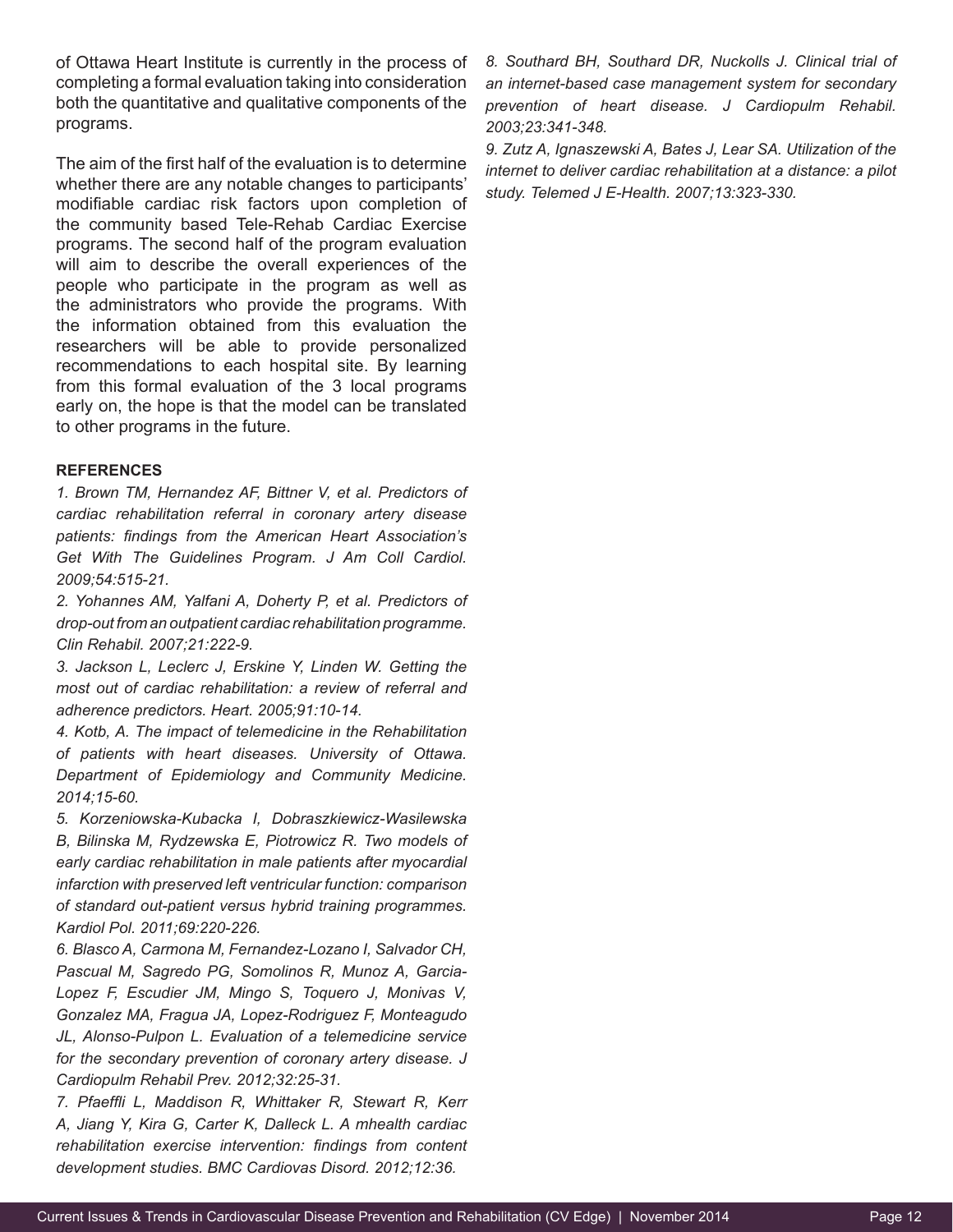of Ottawa Heart Institute is currently in the process of completing a formal evaluation taking into consideration both the quantitative and qualitative components of the programs.

The aim of the first half of the evaluation is to determine whether there are any notable changes to participants' modifiable cardiac risk factors upon completion of the community based Tele-Rehab Cardiac Exercise programs. The second half of the program evaluation will aim to describe the overall experiences of the people who participate in the program as well as the administrators who provide the programs. With the information obtained from this evaluation the researchers will be able to provide personalized recommendations to each hospital site. By learning from this formal evaluation of the 3 local programs early on, the hope is that the model can be translated to other programs in the future.

**REFERENCES**

*1. Brown TM, Hernandez AF, Bittner V, et al. Predictors of cardiac rehabilitation referral in coronary artery disease patients: findings from the American Heart Association's Get With The Guidelines Program. J Am Coll Cardiol. 2009;54:515-21.*

*2. Yohannes AM, Yalfani A, Doherty P, et al. Predictors of drop-out from an outpatient cardiac rehabilitation programme. Clin Rehabil. 2007;21:222-9.*

*3. Jackson L, Leclerc J, Erskine Y, Linden W. Getting the most out of cardiac rehabilitation: a review of referral and adherence predictors. Heart. 2005;91:10-14.*

*4. Kotb, A. The impact of telemedicine in the Rehabilitation of patients with heart diseases. University of Ottawa. Department of Epidemiology and Community Medicine. 2014;15-60.*

*5. Korzeniowska-Kubacka I, Dobraszkiewicz-Wasilewska B, Bilinska M, Rydzewska E, Piotrowicz R. Two models of early cardiac rehabilitation in male patients after myocardial infarction with preserved left ventricular function: comparison of standard out-patient versus hybrid training programmes. Kardiol Pol. 2011;69:220-226.*

*6. Blasco A, Carmona M, Fernandez-Lozano I, Salvador CH, Pascual M, Sagredo PG, Somolinos R, Munoz A, Garcia-Lopez F, Escudier JM, Mingo S, Toquero J, Monivas V, Gonzalez MA, Fragua JA, Lopez-Rodriguez F, Monteagudo JL, Alonso-Pulpon L. Evaluation of a telemedicine service for the secondary prevention of coronary artery disease. J Cardiopulm Rehabil Prev. 2012;32:25-31.*

*7. Pfaeffli L, Maddison R, Whittaker R, Stewart R, Kerr A, Jiang Y, Kira G, Carter K, Dalleck L. A mhealth cardiac rehabilitation exercise intervention: findings from content development studies. BMC Cardiovas Disord. 2012;12:36.*

*8. Southard BH, Southard DR, Nuckolls J. Clinical trial of an internet-based case management system for secondary prevention of heart disease. J Cardiopulm Rehabil. 2003;23:341-348.*

*9. Zutz A, Ignaszewski A, Bates J, Lear SA. Utilization of the internet to deliver cardiac rehabilitation at a distance: a pilot study. Telemed J E-Health. 2007;13:323-330.*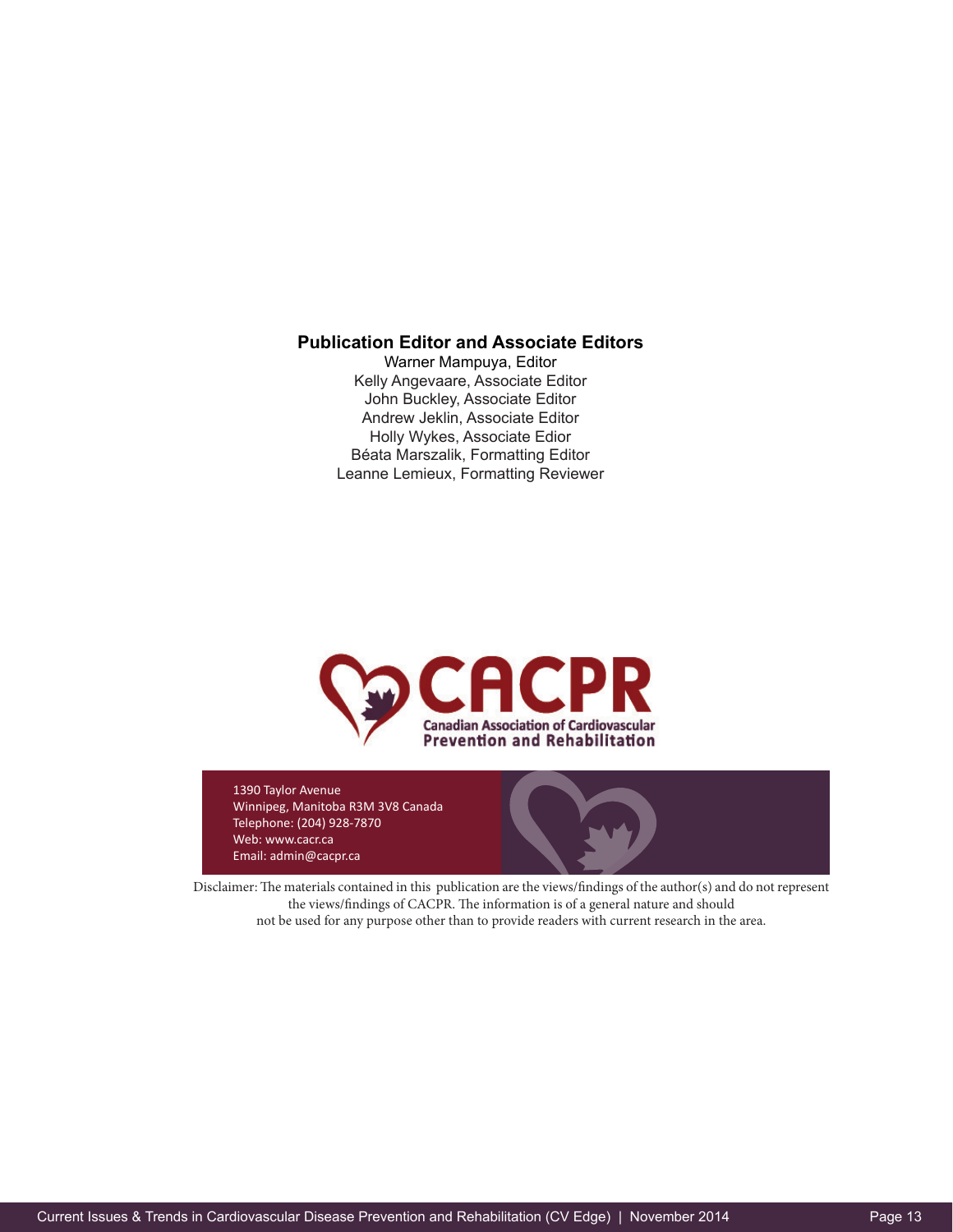**Publication Editor and Associate Editors**

Warner Mampuya, Editor
Kelly Angevaare, Associate Editor
John Buckley, Associate Editor
Andrew Jeklin, Associate Editor
Holly Wykes, Associate Edior
Béata Marszalik, Formatting Editor
Leanne Lemieux, Formatting Reviewer

CACPR
Canadian Association of Cardiovascular Prevention and Rehabilitation

1390 Taylor Avenue
Winnipeg, Manitoba R3M 3V8 Canada
Telephone: (204) 928-7870
Web: www.cacr.ca
Email: admin@cacpr.ca

Disclaimer: The materials contained in this publication are the views/findings of the author(s) and do not represent the views/findings of CACPR. The information is of a general nature and should not be used for any purpose other than to provide readers with current research in the area.